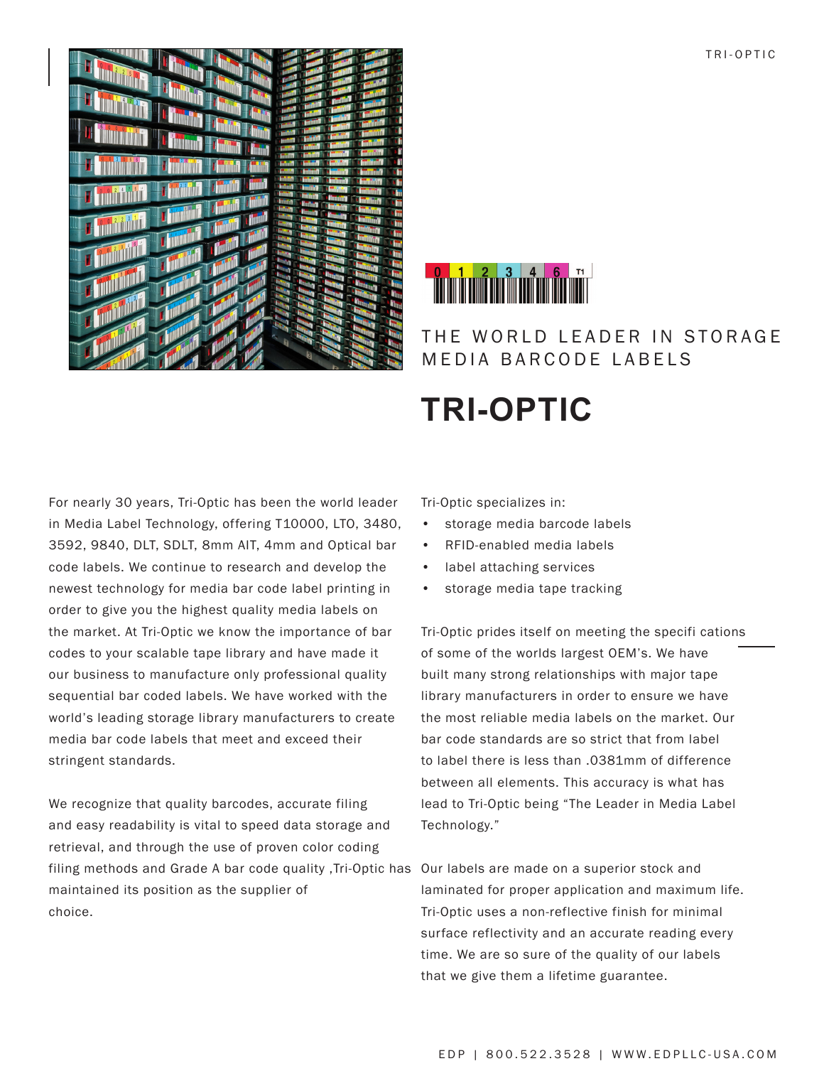THE WORLD LEADER IN STORAGE MEDIA BARCODE LABELS

# TRI-OPTIC

For nearly 30 years, Tri-Optic has been the world leader in Media Label Technology, offering T10000, LTO, 3480, 3592, 9840, DLT, SDLT, 8mm AIT, 4mm and Optical bar code labels. We continue to research and develop the newest technology for media bar code label printing in order to give you the highest quality media labels on the market. At Tri-Optic we know the importance of bar codes to your scalable tape library and have made it our business to manufacture only professional quality sequential bar coded labels. We have worked with the world's leading storage library manufacturers to create media bar code labels that meet and exceed their stringent standards.

We recognize that quality barcodes, accurate filing and easy readability is vital to speed data storage and retrieval, and through the use of proven color coding filing methods and Grade A bar code quality ,Tri-Optic has maintained its position as the supplier of choice.

Tri-Optic specializes in:

- storage media barcode labels
- RFID-enabled media labels
- label attaching services
- storage media tape tracking

Tri-Optic prides itself on meeting the specifi cations of some of the worlds largest OEM's. We have built many strong relationships with major tape library manufacturers in order to ensure we have the most reliable media labels on the market. Our bar code standards are so strict that from label to label there is less than .0381mm of difference between all elements. This accuracy is what has lead to Tri-Optic being "The Leader in Media Label Technology."

Our labels are made on a superior stock and laminated for proper application and maximum life. Tri-Optic uses a non-reflective finish for minimal surface reflectivity and an accurate reading every time. We are so sure of the quality of our labels that we give them a lifetime guarantee.

EDP | 800.522.3528 | WWW.EDPLLC-USA.COM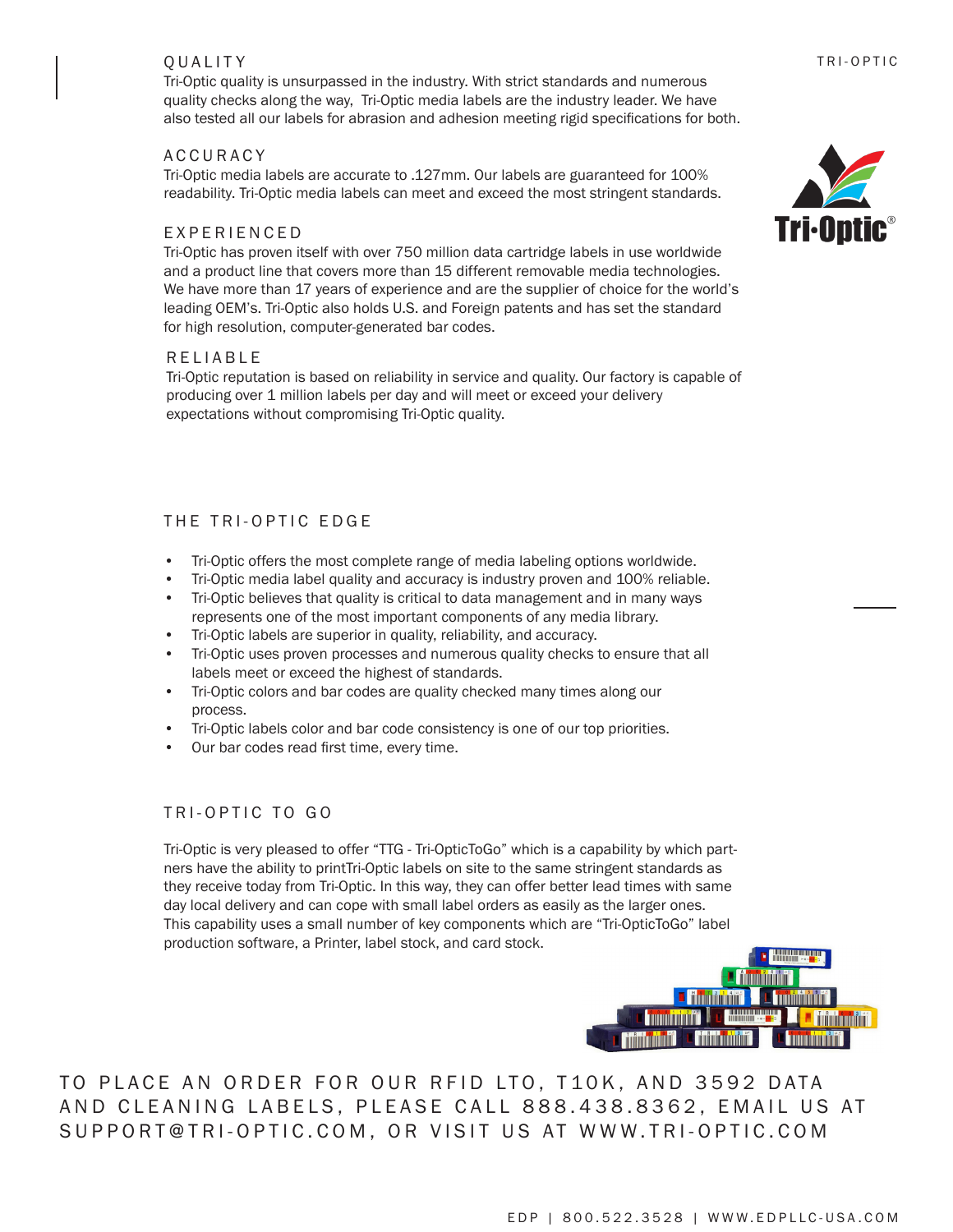## QUALITY

Tri-Optic quality is unsurpassed in the industry. With strict standards and numerous quality checks along the way, Tri-Optic media labels are the industry leader. We have also tested all our labels for abrasion and adhesion meeting rigid specifications for both.

## ACCURACY

Tri-Optic media labels are accurate to .127mm. Our labels are guaranteed for 100% readability. Tri-Optic media labels can meet and exceed the most stringent standards.

## EXPERIENCED

Tri-Optic has proven itself with over 750 million data cartridge labels in use worldwide and a product line that covers more than 15 different removable media technologies. We have more than 17 years of experience and are the supplier of choice for the world's leading OEM's. Tri-Optic also holds U.S. and Foreign patents and has set the standard for high resolution, computer-generated bar codes.

## RELIABLE

Tri-Optic reputation is based on reliability in service and quality. Our factory is capable of producing over 1 million labels per day and will meet or exceed your delivery expectations without compromising Tri-Optic quality.

## THE TRI-OPTIC EDGE

- Tri-Optic offers the most complete range of media labeling options worldwide.
- Tri-Optic media label quality and accuracy is industry proven and 100% reliable.
- Tri-Optic believes that quality is critical to data management and in many ways represents one of the most important components of any media library.
- Tri-Optic labels are superior in quality, reliability, and accuracy.
- Tri-Optic uses proven processes and numerous quality checks to ensure that all labels meet or exceed the highest of standards.
- Tri-Optic colors and bar codes are quality checked many times along our process.
- Tri-Optic labels color and bar code consistency is one of our top priorities.
- Our bar codes read first time, every time.

## TRI-OPTIC TO GO

Tri-Optic is very pleased to offer "TTG - Tri-OpticToGo" which is a capability by which partners have the ability to printTri-Optic labels on site to the same stringent standards as they receive today from Tri-Optic. In this way, they can offer better lead times with same day local delivery and can cope with small label orders as easily as the larger ones. This capability uses a small number of key components which are "Tri-OpticToGo" label production software, a Printer, label stock, and card stock.

TO PLACE AN ORDER FOR OUR RFID LTO, T10K, AND 3592 DATA AND CLEANING LABELS, PLEASE CALL 888.438.8362, EMAIL US AT SUPPORT@TRI-OPTIC.COM, OR VISIT US AT WWW.TRI-OPTIC.COM